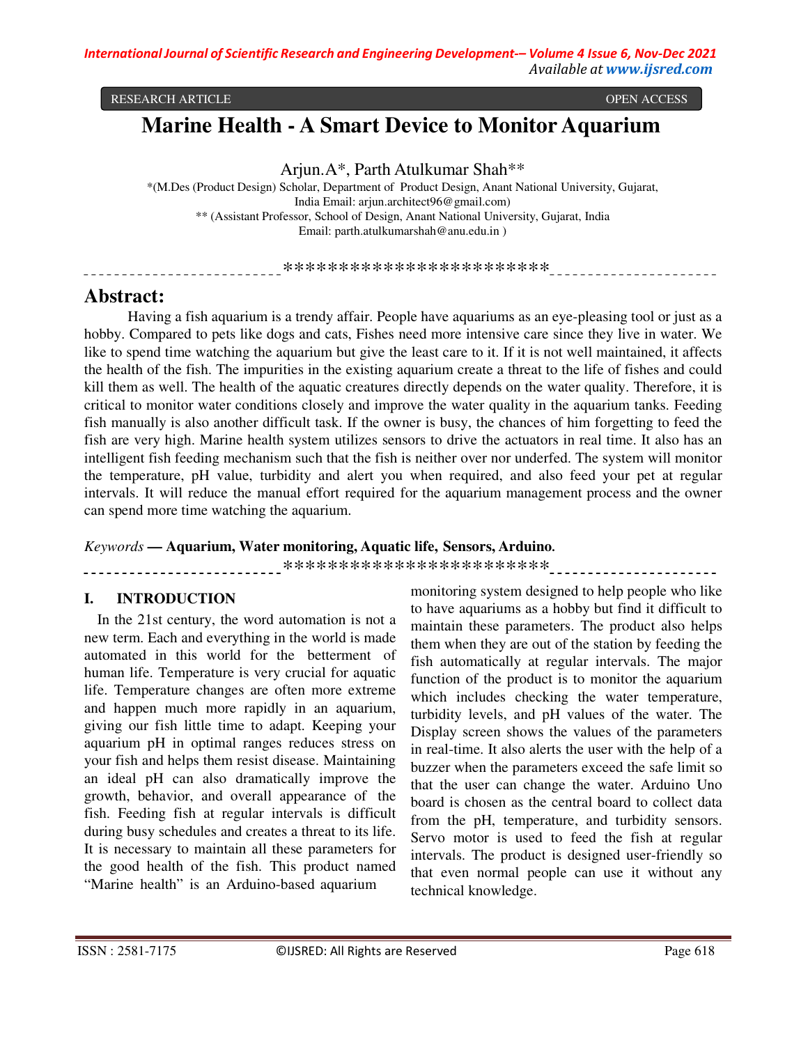RESEARCH ARTICLE OPEN ACCESS

# Marine Health - A Smart Device to Monitor Aquarium

Arjun.A*, Parth Atulkumar Shah**

*(M.Des (Product Design) Scholar, Department of Product Design, Anant National University, Gujarat, India Email: arjun.architect96@gmail.com)

** (Assistant Professor, School of Design, Anant National University, Gujarat, India Email: parth.atulkumarshah@anu.edu.in )

************************

## Abstract:

Having a fish aquarium is a trendy affair. People have aquariums as an eye-pleasing tool or just as a hobby. Compared to pets like dogs and cats, Fishes need more intensive care since they live in water. We like to spend time watching the aquarium but give the least care to it. If it is not well maintained, it affects the health of the fish. The impurities in the existing aquarium create a threat to the life of fishes and could kill them as well. The health of the aquatic creatures directly depends on the water quality. Therefore, it is critical to monitor water conditions closely and improve the water quality in the aquarium tanks. Feeding fish manually is also another difficult task. If the owner is busy, the chances of him forgetting to feed the fish are very high. Marine health system utilizes sensors to drive the actuators in real time. It also has an intelligent fish feeding mechanism such that the fish is neither over nor underfed. The system will monitor the temperature, pH value, turbidity and alert you when required, and also feed your pet at regular intervals. It will reduce the manual effort required for the aquarium management process and the owner can spend more time watching the aquarium.

*Keywords* — **Aquarium, Water monitoring, Aquatic life, Sensors, Arduino.**

************************

## I. INTRODUCTION

In the 21st century, the word automation is not a new term. Each and everything in the world is made automated in this world for the betterment of human life. Temperature is very crucial for aquatic life. Temperature changes are often more extreme and happen much more rapidly in an aquarium, giving our fish little time to adapt. Keeping your aquarium pH in optimal ranges reduces stress on your fish and helps them resist disease. Maintaining an ideal pH can also dramatically improve the growth, behavior, and overall appearance of the fish. Feeding fish at regular intervals is difficult during busy schedules and creates a threat to its life. It is necessary to maintain all these parameters for the good health of the fish. This product named "Marine health" is an Arduino-based aquarium monitoring system designed to help people who like to have aquariums as a hobby but find it difficult to maintain these parameters. The product also helps them when they are out of the station by feeding the fish automatically at regular intervals. The major function of the product is to monitor the aquarium which includes checking the water temperature, turbidity levels, and pH values of the water. The Display screen shows the values of the parameters in real-time. It also alerts the user with the help of a buzzer when the parameters exceed the safe limit so that the user can change the water. Arduino Uno board is chosen as the central board to collect data from the pH, temperature, and turbidity sensors. Servo motor is used to feed the fish at regular intervals. The product is designed user-friendly so that even normal people can use it without any technical knowledge.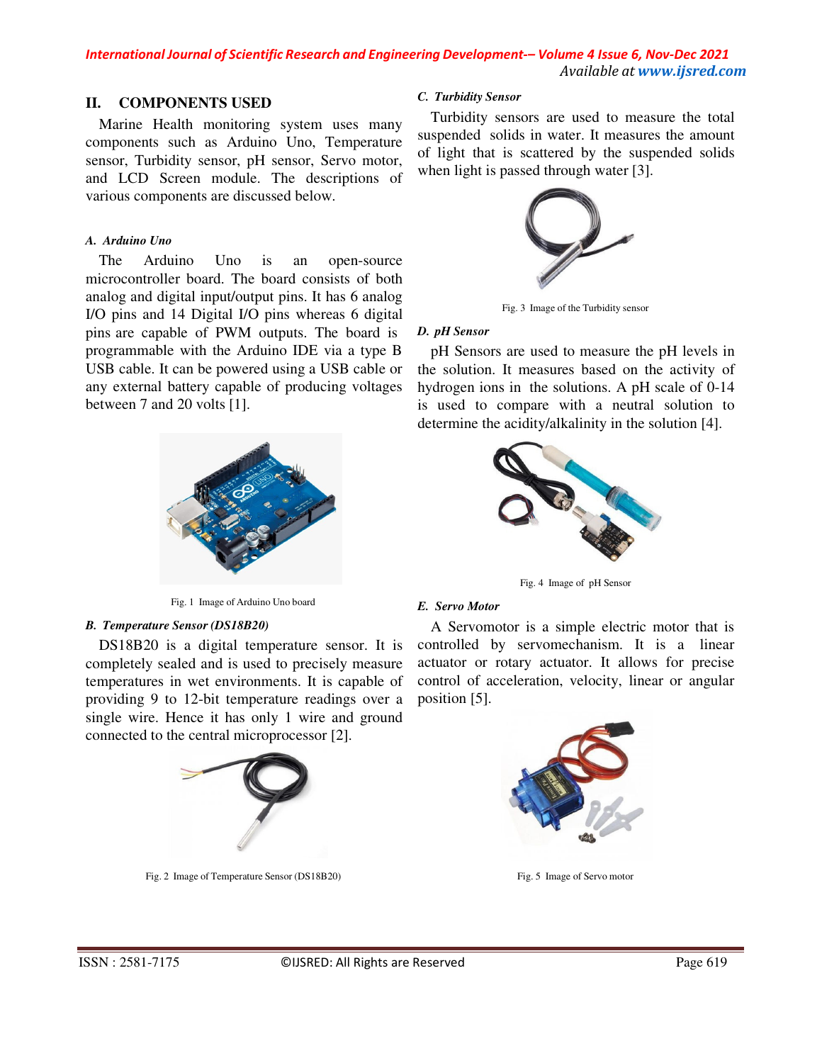## II. COMPONENTS USED

Marine Health monitoring system uses many components such as Arduino Uno, Temperature sensor, Turbidity sensor, pH sensor, Servo motor, and LCD Screen module. The descriptions of various components are discussed below.

### *A. Arduino Uno*

The Arduino Uno is an open-source microcontroller board. The board consists of both analog and digital input/output pins. It has 6 analog I/O pins and 14 Digital I/O pins whereas 6 digital pins are capable of PWM outputs. The board is programmable with the Arduino IDE via a type B USB cable. It can be powered using a USB cable or any external battery capable of producing voltages between 7 and 20 volts [1].

Fig. 1 Image of Arduino Uno board

### *B. Temperature Sensor (DS18B20)*

DS18B20 is a digital temperature sensor. It is completely sealed and is used to precisely measure temperatures in wet environments. It is capable of providing 9 to 12-bit temperature readings over a single wire. Hence it has only 1 wire and ground connected to the central microprocessor [2].

Fig. 2 Image of Temperature Sensor (DS18B20)

### *C. Turbidity Sensor*

Turbidity sensors are used to measure the total suspended solids in water. It measures the amount of light that is scattered by the suspended solids when light is passed through water [3].

Fig. 3 Image of the Turbidity sensor

### *D. pH Sensor*

pH Sensors are used to measure the pH levels in the solution. It measures based on the activity of hydrogen ions in the solutions. A pH scale of 0-14 is used to compare with a neutral solution to determine the acidity/alkalinity in the solution [4].

Fig. 4 Image of pH Sensor

### *E. Servo Motor*

A Servomotor is a simple electric motor that is controlled by servomechanism. It is a linear actuator or rotary actuator. It allows for precise control of acceleration, velocity, linear or angular position [5].

Fig. 5 Image of Servo motor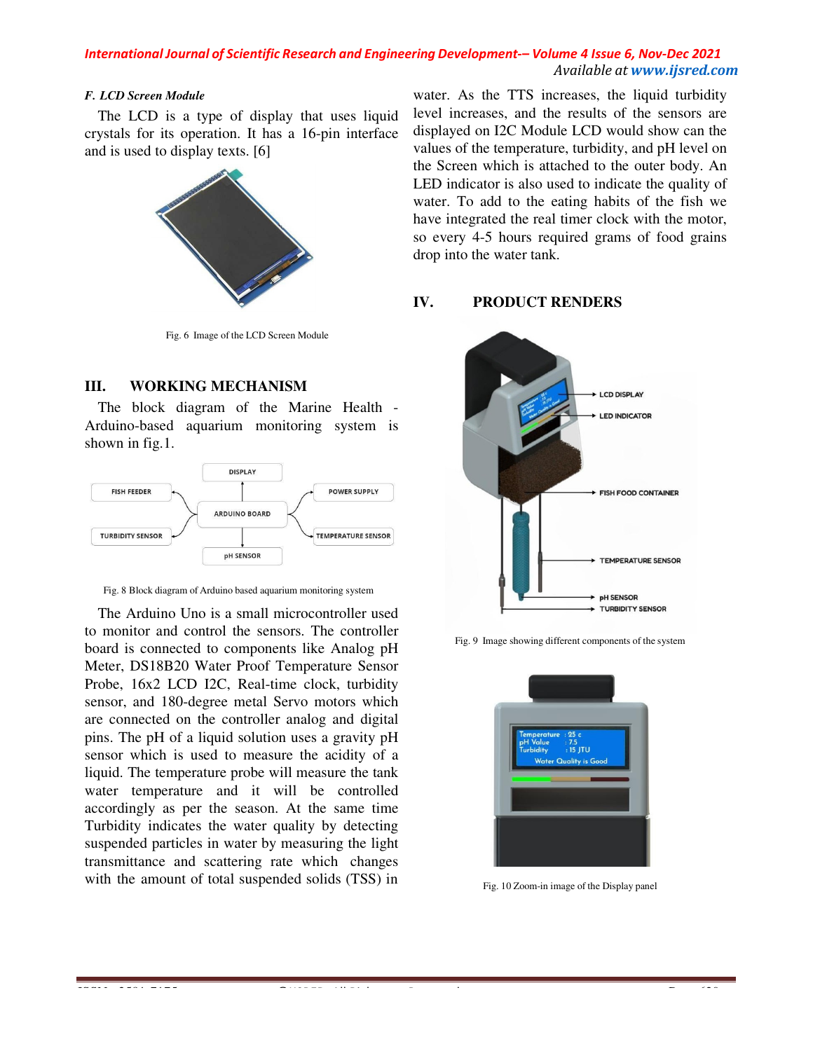### *F. LCD Screen Module*

The LCD is a type of display that uses liquid crystals for its operation. It has a 16-pin interface and is used to display texts. [6]

Fig. 6 Image of the LCD Screen Module

## III. WORKING MECHANISM

The block diagram of the Marine Health - Arduino-based aquarium monitoring system is shown in fig.1.

Fig. 8 Block diagram of Arduino based aquarium monitoring system

The Arduino Uno is a small microcontroller used to monitor and control the sensors. The controller board is connected to components like Analog pH Meter, DS18B20 Water Proof Temperature Sensor Probe, 16x2 LCD I2C, Real-time clock, turbidity sensor, and 180-degree metal Servo motors which are connected on the controller analog and digital pins. The pH of a liquid solution uses a gravity pH sensor which is used to measure the acidity of a liquid. The temperature probe will measure the tank water temperature and it will be controlled accordingly as per the season. At the same time Turbidity indicates the water quality by detecting suspended particles in water by measuring the light transmittance and scattering rate which changes with the amount of total suspended solids (TSS) in water. As the TTS increases, the liquid turbidity level increases, and the results of the sensors are displayed on I2C Module LCD would show can the values of the temperature, turbidity, and pH level on the Screen which is attached to the outer body. An LED indicator is also used to indicate the quality of water. To add to the eating habits of the fish we have integrated the real timer clock with the motor, so every 4-5 hours required grams of food grains drop into the water tank.

## IV. PRODUCT RENDERS

Fig. 9 Image showing different components of the system

Fig. 10 Zoom-in image of the Display panel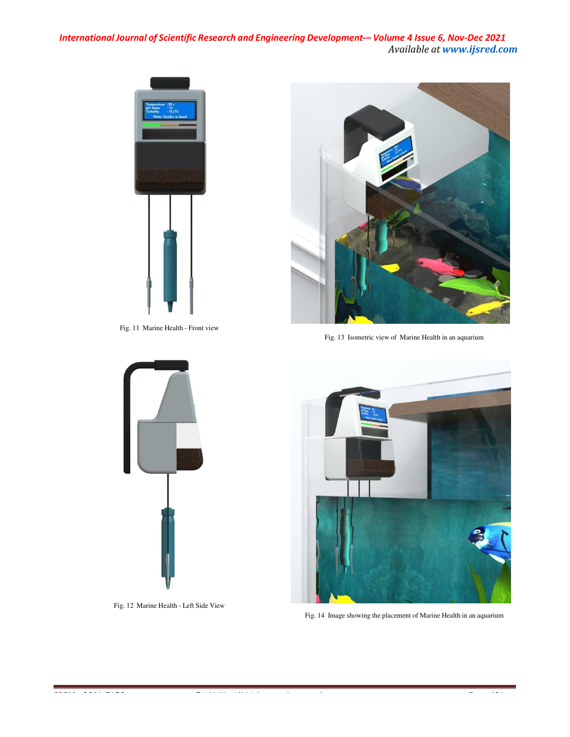Fig. 11 Marine Health - Front view

Fig. 13 Isometric view of Marine Health in an aquarium

Fig. 12 Marine Health - Left Side View

Fig. 14 Image showing the placement of Marine Health in an aquarium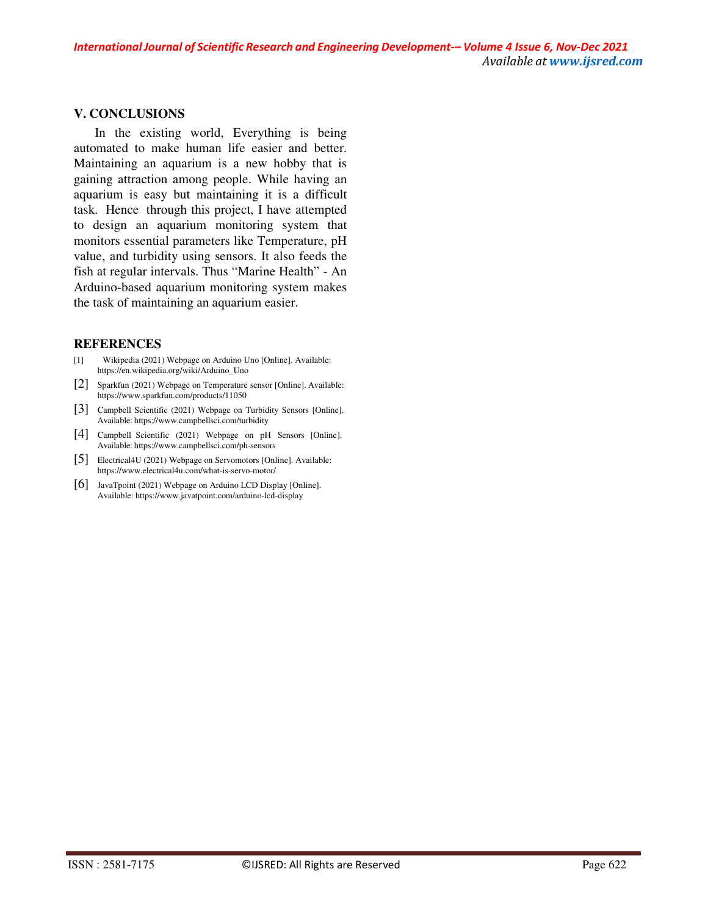## V. CONCLUSIONS

In the existing world, Everything is being automated to make human life easier and better. Maintaining an aquarium is a new hobby that is gaining attraction among people. While having an aquarium is easy but maintaining it is a difficult task. Hence through this project, I have attempted to design an aquarium monitoring system that monitors essential parameters like Temperature, pH value, and turbidity using sensors. It also feeds the fish at regular intervals. Thus "Marine Health" - An Arduino-based aquarium monitoring system makes the task of maintaining an aquarium easier.

## REFERENCES

[1] Wikipedia (2021) Webpage on Arduino Uno [Online]. Available: https://en.wikipedia.org/wiki/Arduino_Uno

[2] Sparkfun (2021) Webpage on Temperature sensor [Online]. Available: https://www.sparkfun.com/products/11050

[3] Campbell Scientific (2021) Webpage on Turbidity Sensors [Online]. Available: https://www.campbellsci.com/turbidity

[4] Campbell Scientific (2021) Webpage on pH Sensors [Online]. Available: https://www.campbellsci.com/ph-sensors

[5] Electrical4U (2021) Webpage on Servomotors [Online]. Available: https://www.electrical4u.com/what-is-servo-motor/

[6] JavaTpoint (2021) Webpage on Arduino LCD Display [Online]. Available: https://www.javatpoint.com/arduino-lcd-display